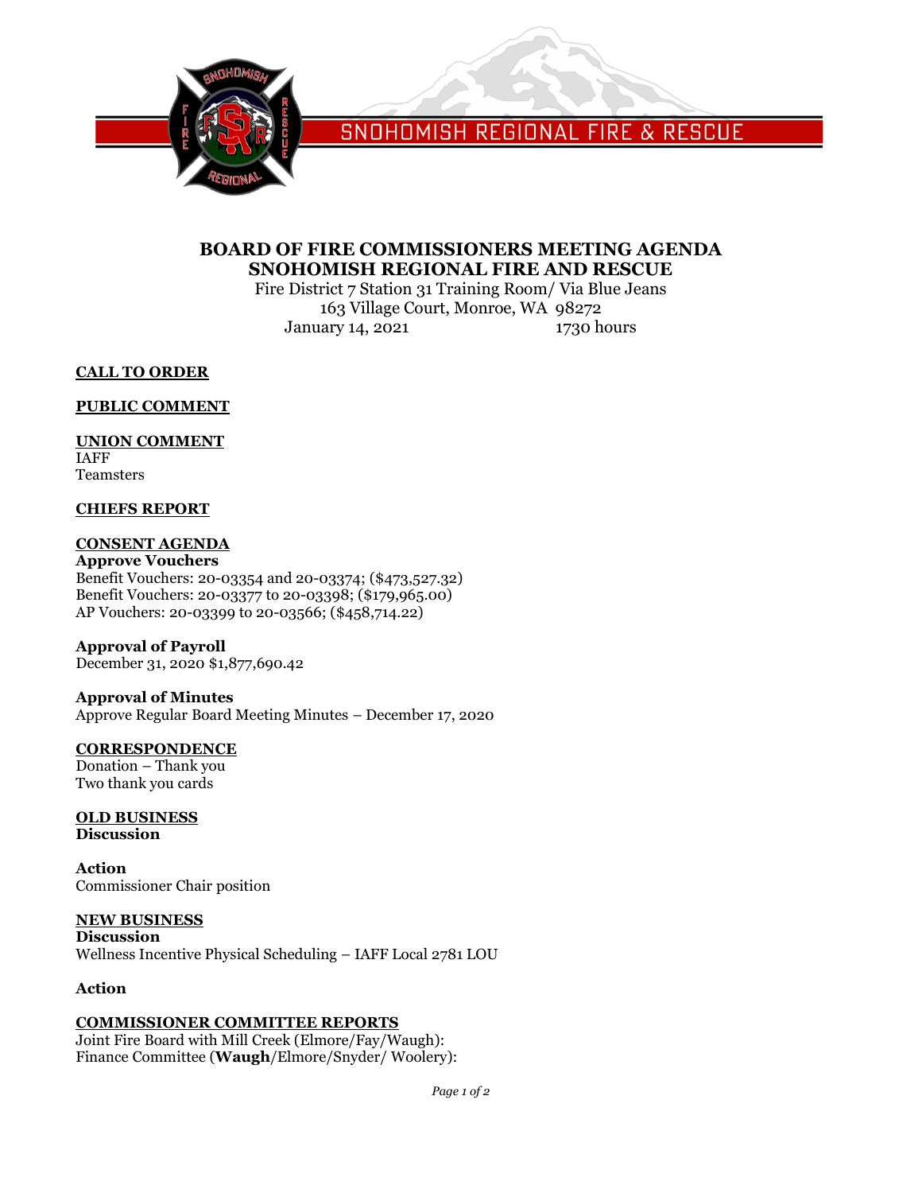SNOHOMISH REGIONAL FIRE & RESCUE

# BOARD OF FIRE COMMISSIONERS MEETING AGENDA
# SNOHOMISH REGIONAL FIRE AND RESCUE

Fire District 7 Station 31 Training Room/ Via Blue Jeans
163 Village Court, Monroe, WA 98272
January 14, 2021 1730 hours

**CALL TO ORDER**

**PUBLIC COMMENT**

**UNION COMMENT**
IAFF
Teamsters

**CHIEFS REPORT**

**CONSENT AGENDA**
**Approve Vouchers**
Benefit Vouchers: 20-03354 and 20-03374; ($473,527.32)
Benefit Vouchers: 20-03377 to 20-03398; ($179,965.00)
AP Vouchers: 20-03399 to 20-03566; ($458,714.22)

**Approval of Payroll**
December 31, 2020 $1,877,690.42

**Approval of Minutes**
Approve Regular Board Meeting Minutes – December 17, 2020

**CORRESPONDENCE**
Donation – Thank you
Two thank you cards

**OLD BUSINESS**
**Discussion**

**Action**
Commissioner Chair position

**NEW BUSINESS**
**Discussion**
Wellness Incentive Physical Scheduling – IAFF Local 2781 LOU

**Action**

**COMMISSIONER COMMITTEE REPORTS**
Joint Fire Board with Mill Creek (Elmore/Fay/Waugh):
Finance Committee (**Waugh**/Elmore/Snyder/ Woolery):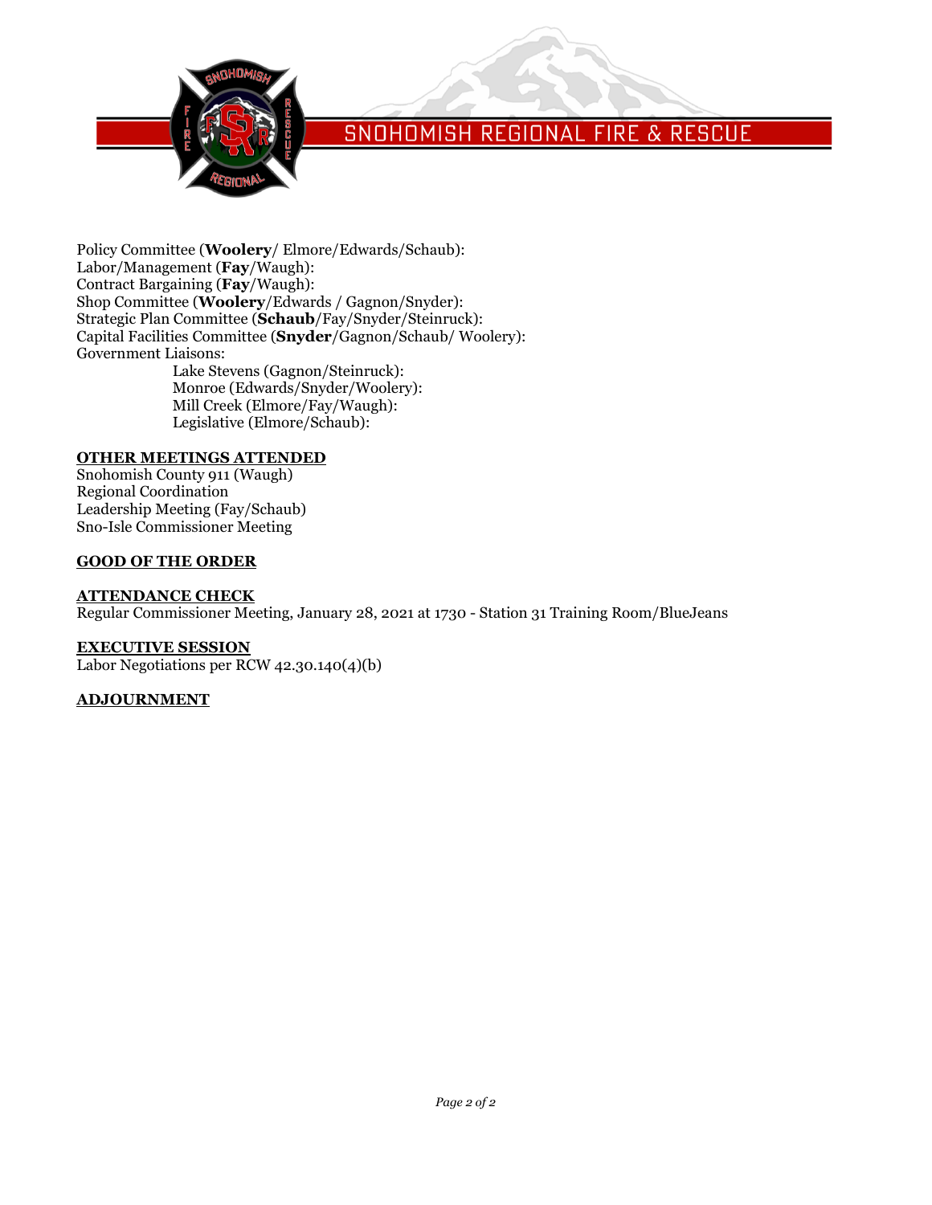Policy Committee (**Woolery**/ Elmore/Edwards/Schaub):
Labor/Management (**Fay**/Waugh):
Contract Bargaining (**Fay**/Waugh):
Shop Committee (**Woolery**/Edwards / Gagnon/Snyder):
Strategic Plan Committee (**Schaub**/Fay/Snyder/Steinruck):
Capital Facilities Committee (**Snyder**/Gagnon/Schaub/ Woolery):
Government Liaisons:

- Lake Stevens (Gagnon/Steinruck):
- Monroe (Edwards/Snyder/Woolery):
- Mill Creek (Elmore/Fay/Waugh):
- Legislative (Elmore/Schaub):

## OTHER MEETINGS ATTENDED

Snohomish County 911 (Waugh)
Regional Coordination
Leadership Meeting (Fay/Schaub)
Sno-Isle Commissioner Meeting

## GOOD OF THE ORDER

## ATTENDANCE CHECK

Regular Commissioner Meeting, January 28, 2021 at 1730 - Station 31 Training Room/BlueJeans

## EXECUTIVE SESSION

Labor Negotiations per RCW 42.30.140(4)(b)

## ADJOURNMENT